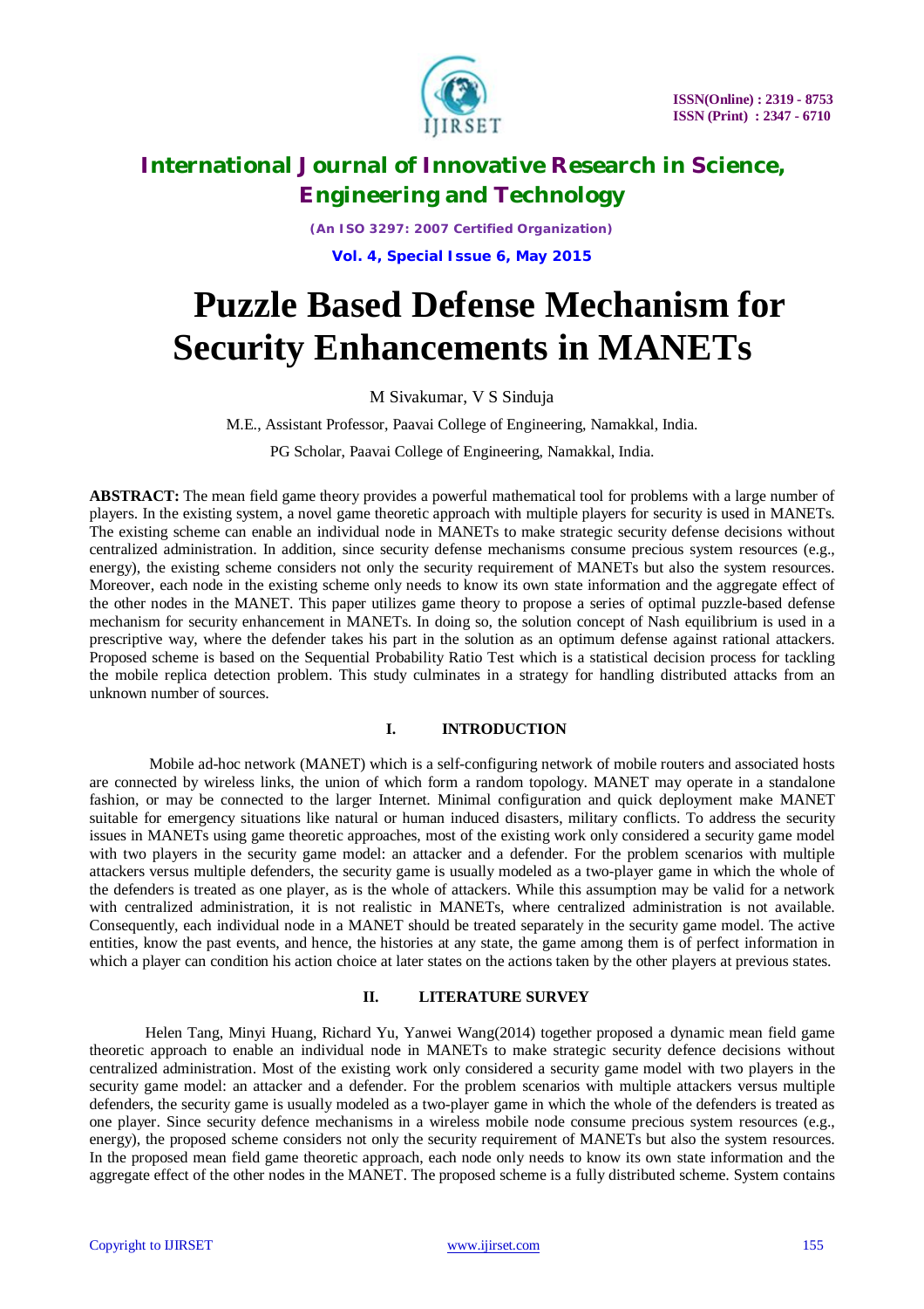# Puzzle Based Defense Mechanism for Security Enhancements in MANETs

M Sivakumar, V S Sinduja

M.E., Assistant Professor, Paavai College of Engineering, Namakkal, India.

PG Scholar, Paavai College of Engineering, Namakkal, India.

**ABSTRACT:** The mean field game theory provides a powerful mathematical tool for problems with a large number of players. In the existing system, a novel game theoretic approach with multiple players for security is used in MANETs. The existing scheme can enable an individual node in MANETs to make strategic security defense decisions without centralized administration. In addition, since security defense mechanisms consume precious system resources (e.g., energy), the existing scheme considers not only the security requirement of MANETs but also the system resources. Moreover, each node in the existing scheme only needs to know its own state information and the aggregate effect of the other nodes in the MANET. This paper utilizes game theory to propose a series of optimal puzzle-based defense mechanism for security enhancement in MANETs. In doing so, the solution concept of Nash equilibrium is used in a prescriptive way, where the defender takes his part in the solution as an optimum defense against rational attackers. Proposed scheme is based on the Sequential Probability Ratio Test which is a statistical decision process for tackling the mobile replica detection problem. This study culminates in a strategy for handling distributed attacks from an unknown number of sources.

## I. INTRODUCTION

Mobile ad-hoc network (MANET) which is a self-configuring network of mobile routers and associated hosts are connected by wireless links, the union of which form a random topology. MANET may operate in a standalone fashion, or may be connected to the larger Internet. Minimal configuration and quick deployment make MANET suitable for emergency situations like natural or human induced disasters, military conflicts. To address the security issues in MANETs using game theoretic approaches, most of the existing work only considered a security game model with two players in the security game model: an attacker and a defender. For the problem scenarios with multiple attackers versus multiple defenders, the security game is usually modeled as a two-player game in which the whole of the defenders is treated as one player, as is the whole of attackers. While this assumption may be valid for a network with centralized administration, it is not realistic in MANETs, where centralized administration is not available. Consequently, each individual node in a MANET should be treated separately in the security game model. The active entities, know the past events, and hence, the histories at any state, the game among them is of perfect information in which a player can condition his action choice at later states on the actions taken by the other players at previous states.

## II. LITERATURE SURVEY

Helen Tang, Minyi Huang, Richard Yu, Yanwei Wang(2014) together proposed a dynamic mean field game theoretic approach to enable an individual node in MANETs to make strategic security defence decisions without centralized administration. Most of the existing work only considered a security game model with two players in the security game model: an attacker and a defender. For the problem scenarios with multiple attackers versus multiple defenders, the security game is usually modeled as a two-player game in which the whole of the defenders is treated as one player. Since security defence mechanisms in a wireless mobile node consume precious system resources (e.g., energy), the proposed scheme considers not only the security requirement of MANETs but also the system resources. In the proposed mean field game theoretic approach, each node only needs to know its own state information and the aggregate effect of the other nodes in the MANET. The proposed scheme is a fully distributed scheme. System contains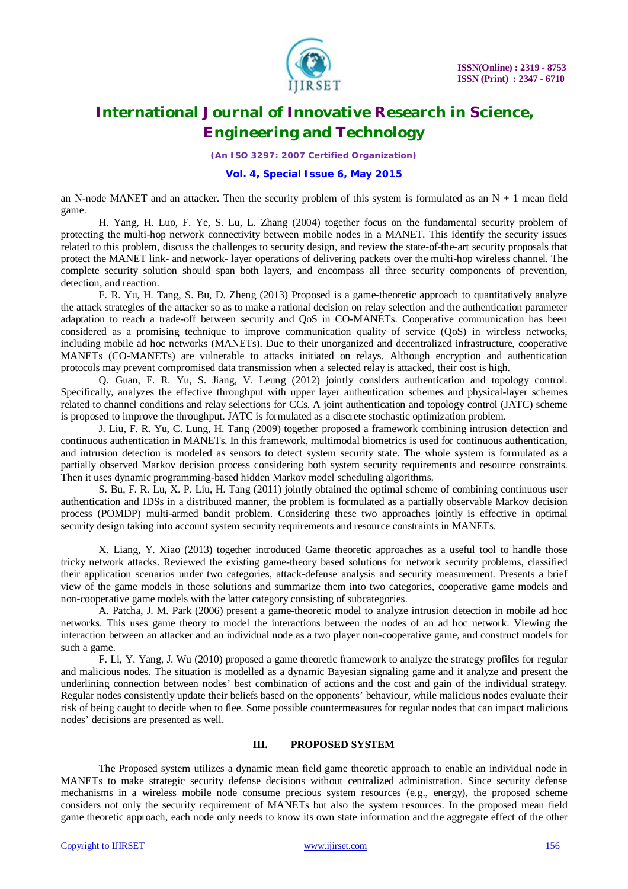an N-node MANET and an attacker. Then the security problem of this system is formulated as an N + 1 mean field game.

H. Yang, H. Luo, F. Ye, S. Lu, L. Zhang (2004) together focus on the fundamental security problem of protecting the multi-hop network connectivity between mobile nodes in a MANET. This identify the security issues related to this problem, discuss the challenges to security design, and review the state-of-the-art security proposals that protect the MANET link- and network- layer operations of delivering packets over the multi-hop wireless channel. The complete security solution should span both layers, and encompass all three security components of prevention, detection, and reaction.

F. R. Yu, H. Tang, S. Bu, D. Zheng (2013) Proposed is a game-theoretic approach to quantitatively analyze the attack strategies of the attacker so as to make a rational decision on relay selection and the authentication parameter adaptation to reach a trade-off between security and QoS in CO-MANETs. Cooperative communication has been considered as a promising technique to improve communication quality of service (QoS) in wireless networks, including mobile ad hoc networks (MANETs). Due to their unorganized and decentralized infrastructure, cooperative MANETs (CO-MANETs) are vulnerable to attacks initiated on relays. Although encryption and authentication protocols may prevent compromised data transmission when a selected relay is attacked, their cost is high.

Q. Guan, F. R. Yu, S. Jiang, V. Leung (2012) jointly considers authentication and topology control. Specifically, analyzes the effective throughput with upper layer authentication schemes and physical-layer schemes related to channel conditions and relay selections for CCs. A joint authentication and topology control (JATC) scheme is proposed to improve the throughput. JATC is formulated as a discrete stochastic optimization problem.

J. Liu, F. R. Yu, C. Lung, H. Tang (2009) together proposed a framework combining intrusion detection and continuous authentication in MANETs. In this framework, multimodal biometrics is used for continuous authentication, and intrusion detection is modeled as sensors to detect system security state. The whole system is formulated as a partially observed Markov decision process considering both system security requirements and resource constraints. Then it uses dynamic programming-based hidden Markov model scheduling algorithms.

S. Bu, F. R. Lu, X. P. Liu, H. Tang (2011) jointly obtained the optimal scheme of combining continuous user authentication and IDSs in a distributed manner, the problem is formulated as a partially observable Markov decision process (POMDP) multi-armed bandit problem. Considering these two approaches jointly is effective in optimal security design taking into account system security requirements and resource constraints in MANETs.

X. Liang, Y. Xiao (2013) together introduced Game theoretic approaches as a useful tool to handle those tricky network attacks. Reviewed the existing game-theory based solutions for network security problems, classified their application scenarios under two categories, attack-defense analysis and security measurement. Presents a brief view of the game models in those solutions and summarize them into two categories, cooperative game models and non-cooperative game models with the latter category consisting of subcategories.

A. Patcha, J. M. Park (2006) present a game-theoretic model to analyze intrusion detection in mobile ad hoc networks. This uses game theory to model the interactions between the nodes of an ad hoc network. Viewing the interaction between an attacker and an individual node as a two player non-cooperative game, and construct models for such a game.

F. Li, Y. Yang, J. Wu (2010) proposed a game theoretic framework to analyze the strategy profiles for regular and malicious nodes. The situation is modelled as a dynamic Bayesian signaling game and it analyze and present the underlining connection between nodes' best combination of actions and the cost and gain of the individual strategy. Regular nodes consistently update their beliefs based on the opponents' behaviour, while malicious nodes evaluate their risk of being caught to decide when to flee. Some possible countermeasures for regular nodes that can impact malicious nodes' decisions are presented as well.

## III. PROPOSED SYSTEM

The Proposed system utilizes a dynamic mean field game theoretic approach to enable an individual node in MANETs to make strategic security defense decisions without centralized administration. Since security defense mechanisms in a wireless mobile node consume precious system resources (e.g., energy), the proposed scheme considers not only the security requirement of MANETs but also the system resources. In the proposed mean field game theoretic approach, each node only needs to know its own state information and the aggregate effect of the other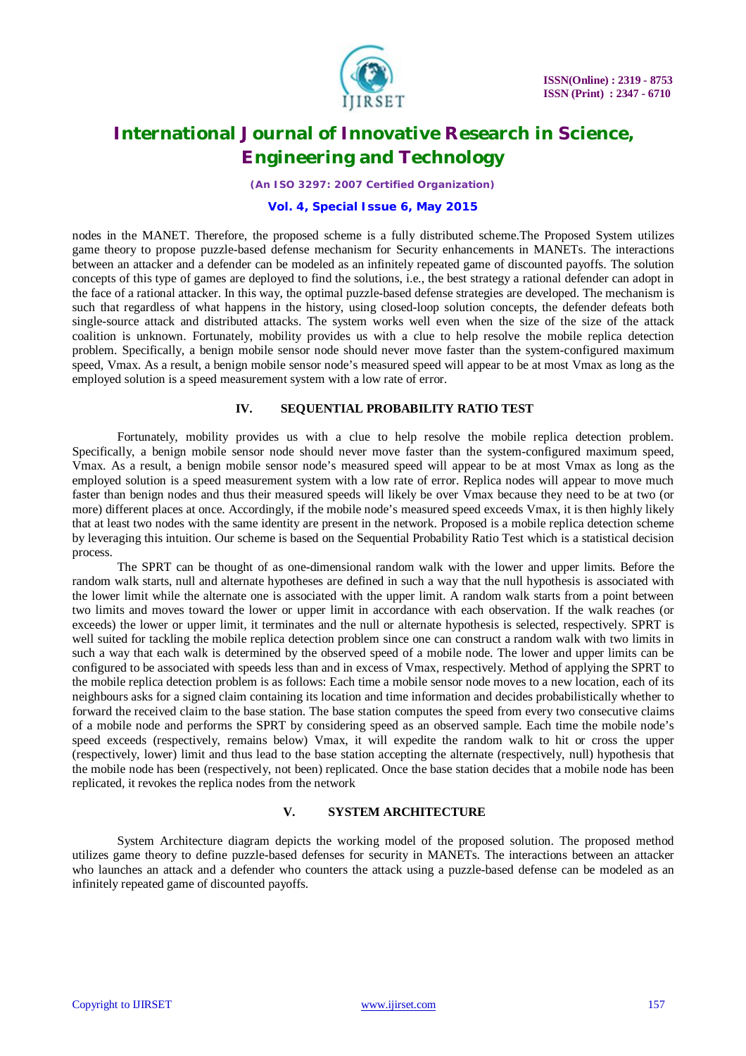nodes in the MANET. Therefore, the proposed scheme is a fully distributed scheme.The Proposed System utilizes game theory to propose puzzle-based defense mechanism for Security enhancements in MANETs. The interactions between an attacker and a defender can be modeled as an infinitely repeated game of discounted payoffs. The solution concepts of this type of games are deployed to find the solutions, i.e., the best strategy a rational defender can adopt in the face of a rational attacker. In this way, the optimal puzzle-based defense strategies are developed. The mechanism is such that regardless of what happens in the history, using closed-loop solution concepts, the defender defeats both single-source attack and distributed attacks. The system works well even when the size of the size of the attack coalition is unknown. Fortunately, mobility provides us with a clue to help resolve the mobile replica detection problem. Specifically, a benign mobile sensor node should never move faster than the system-configured maximum speed, Vmax. As a result, a benign mobile sensor node's measured speed will appear to be at most Vmax as long as the employed solution is a speed measurement system with a low rate of error.

## IV. SEQUENTIAL PROBABILITY RATIO TEST

Fortunately, mobility provides us with a clue to help resolve the mobile replica detection problem. Specifically, a benign mobile sensor node should never move faster than the system-configured maximum speed, Vmax. As a result, a benign mobile sensor node's measured speed will appear to be at most Vmax as long as the employed solution is a speed measurement system with a low rate of error. Replica nodes will appear to move much faster than benign nodes and thus their measured speeds will likely be over Vmax because they need to be at two (or more) different places at once. Accordingly, if the mobile node's measured speed exceeds Vmax, it is then highly likely that at least two nodes with the same identity are present in the network. Proposed is a mobile replica detection scheme by leveraging this intuition. Our scheme is based on the Sequential Probability Ratio Test which is a statistical decision process.

The SPRT can be thought of as one-dimensional random walk with the lower and upper limits. Before the random walk starts, null and alternate hypotheses are defined in such a way that the null hypothesis is associated with the lower limit while the alternate one is associated with the upper limit. A random walk starts from a point between two limits and moves toward the lower or upper limit in accordance with each observation. If the walk reaches (or exceeds) the lower or upper limit, it terminates and the null or alternate hypothesis is selected, respectively. SPRT is well suited for tackling the mobile replica detection problem since one can construct a random walk with two limits in such a way that each walk is determined by the observed speed of a mobile node. The lower and upper limits can be configured to be associated with speeds less than and in excess of Vmax, respectively. Method of applying the SPRT to the mobile replica detection problem is as follows: Each time a mobile sensor node moves to a new location, each of its neighbours asks for a signed claim containing its location and time information and decides probabilistically whether to forward the received claim to the base station. The base station computes the speed from every two consecutive claims of a mobile node and performs the SPRT by considering speed as an observed sample. Each time the mobile node's speed exceeds (respectively, remains below) Vmax, it will expedite the random walk to hit or cross the upper (respectively, lower) limit and thus lead to the base station accepting the alternate (respectively, null) hypothesis that the mobile node has been (respectively, not been) replicated. Once the base station decides that a mobile node has been replicated, it revokes the replica nodes from the network

## V. SYSTEM ARCHITECTURE

System Architecture diagram depicts the working model of the proposed solution. The proposed method utilizes game theory to define puzzle-based defenses for security in MANETs. The interactions between an attacker who launches an attack and a defender who counters the attack using a puzzle-based defense can be modeled as an infinitely repeated game of discounted payoffs.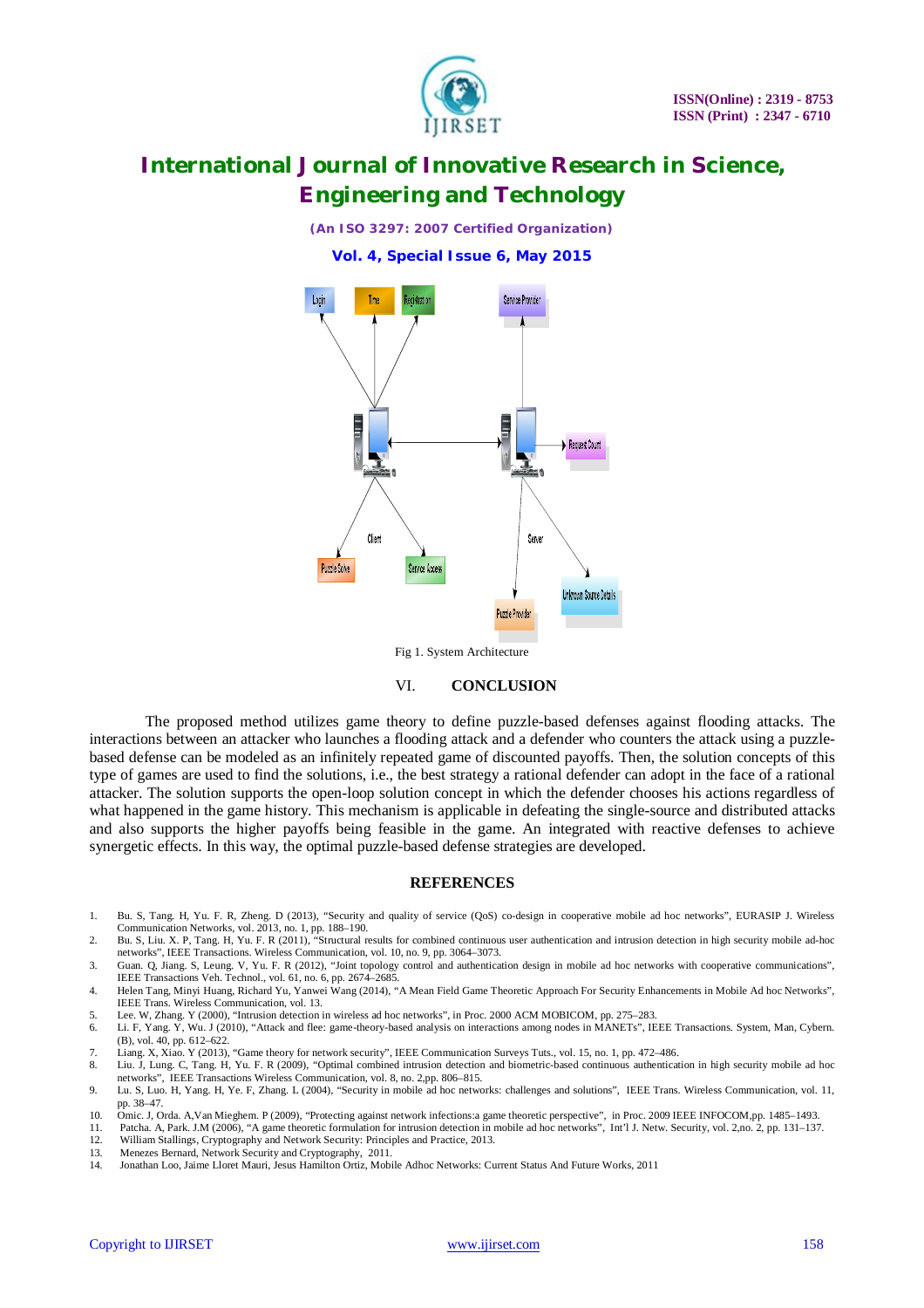Login

Time

Registration

Service Provider

Request Count

Client

Server

Puzzle Solve

Service Access

Unknown Source Details

Puzzle Provider

Fig 1. System Architecture

## VI. CONCLUSION

The proposed method utilizes game theory to define puzzle-based defenses against flooding attacks. The interactions between an attacker who launches a flooding attack and a defender who counters the attack using a puzzle-based defense can be modeled as an infinitely repeated game of discounted payoffs. Then, the solution concepts of this type of games are used to find the solutions, i.e., the best strategy a rational defender can adopt in the face of a rational attacker. The solution supports the open-loop solution concept in which the defender chooses his actions regardless of what happened in the game history. This mechanism is applicable in defeating the single-source and distributed attacks and also supports the higher payoffs being feasible in the game. An integrated with reactive defenses to achieve synergetic effects. In this way, the optimal puzzle-based defense strategies are developed.

## REFERENCES

1. Bu. S, Tang. H, Yu. F. R, Zheng. D (2013), "Security and quality of service (QoS) co-design in cooperative mobile ad hoc networks", EURASIP J. Wireless Communication Networks, vol. 2013, no. 1, pp. 188–190.
2. Bu. S, Liu. X. P, Tang. H, Yu. F. R (2011), "Structural results for combined continuous user authentication and intrusion detection in high security mobile ad-hoc networks", IEEE Transactions. Wireless Communication, vol. 10, no. 9, pp. 3064–3073.
3. Guan. Q, Jiang. S, Leung. V, Yu. F. R (2012), "Joint topology control and authentication design in mobile ad hoc networks with cooperative communications", IEEE Transactions Veh. Technol., vol. 61, no. 6, pp. 2674–2685.
4. Helen Tang, Minyi Huang, Richard Yu, Yanwei Wang (2014), "A Mean Field Game Theoretic Approach For Security Enhancements in Mobile Ad hoc Networks", IEEE Trans. Wireless Communication, vol. 13.
5. Lee. W, Zhang. Y (2000), "Intrusion detection in wireless ad hoc networks", in Proc. 2000 ACM MOBICOM, pp. 275–283.
6. Li. F, Yang. Y, Wu. J (2010), "Attack and flee: game-theory-based analysis on interactions among nodes in MANETs", IEEE Transactions. System, Man, Cybern. (B), vol. 40, pp. 612–622.
7. Liang. X, Xiao. Y (2013), "Game theory for network security", IEEE Communication Surveys Tuts., vol. 15, no. 1, pp. 472–486.
8. Liu. J, Lung. C, Tang. H, Yu. F. R (2009), "Optimal combined intrusion detection and biometric-based continuous authentication in high security mobile ad hoc networks", IEEE Transactions Wireless Communication, vol. 8, no. 2,pp. 806–815.
9. Lu. S, Luo. H, Yang. H, Ye. F, Zhang. L (2004), "Security in mobile ad hoc networks: challenges and solutions", IEEE Trans. Wireless Communication, vol. 11, pp. 38–47.
10. Omic. J, Orda. A,Van Mieghem. P (2009), "Protecting against network infections:a game theoretic perspective", in Proc. 2009 IEEE INFOCOM,pp. 1485–1493.
11. Patcha. A, Park. J.M (2006), "A game theoretic formulation for intrusion detection in mobile ad hoc networks", Int'l J. Netw. Security, vol. 2,no. 2, pp. 131–137.
12. William Stallings, Cryptography and Network Security: Principles and Practice, 2013.
13. Menezes Bernard, Network Security and Cryptography, 2011.
14. Jonathan Loo, Jaime Lloret Mauri, Jesus Hamilton Ortiz, Mobile Adhoc Networks: Current Status And Future Works, 2011